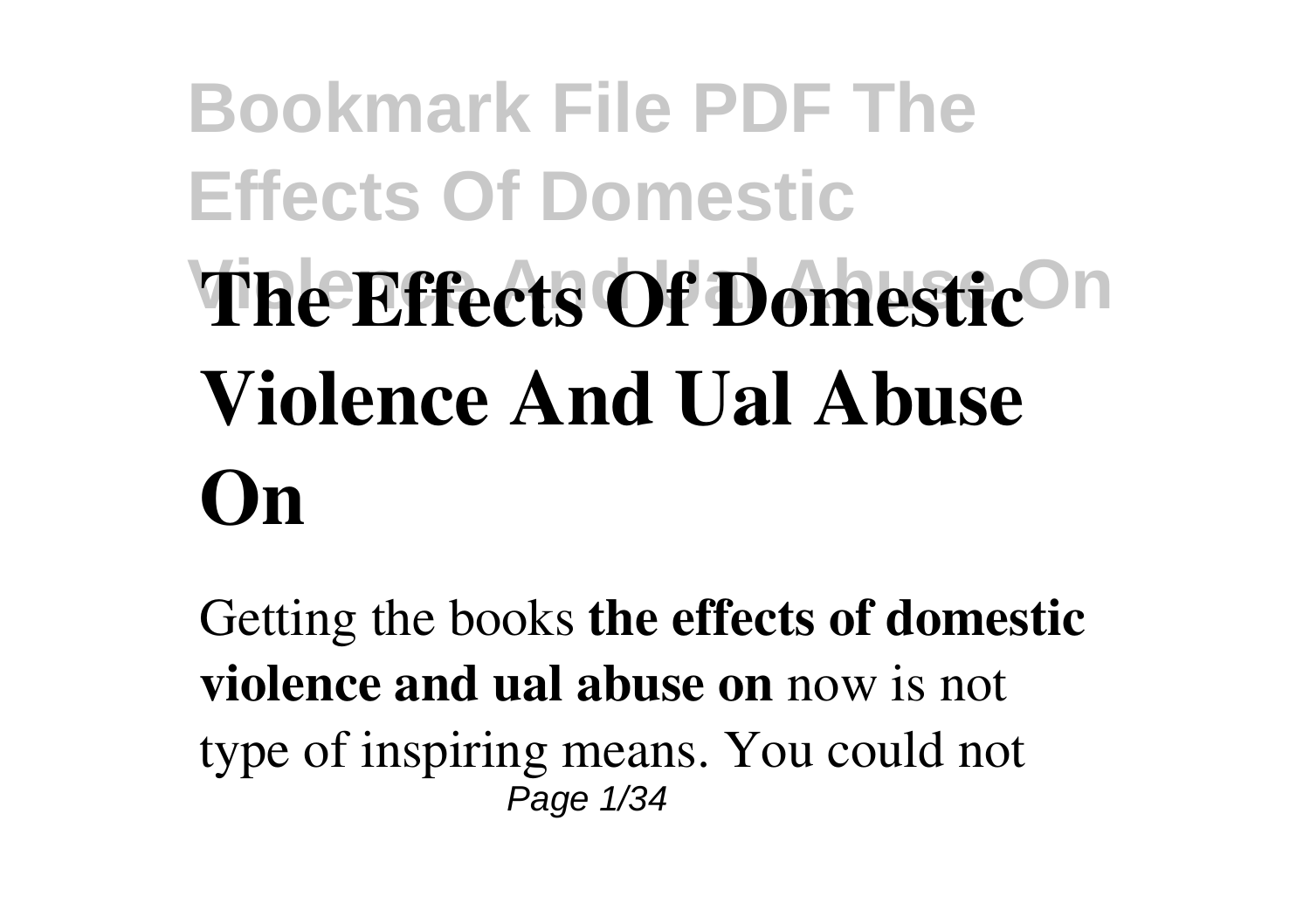# The Effects Of Domestic Violence And Ual Abuse On

Getting the books **the effects of domestic violence and ual abuse on** now is not type of inspiring means. You could not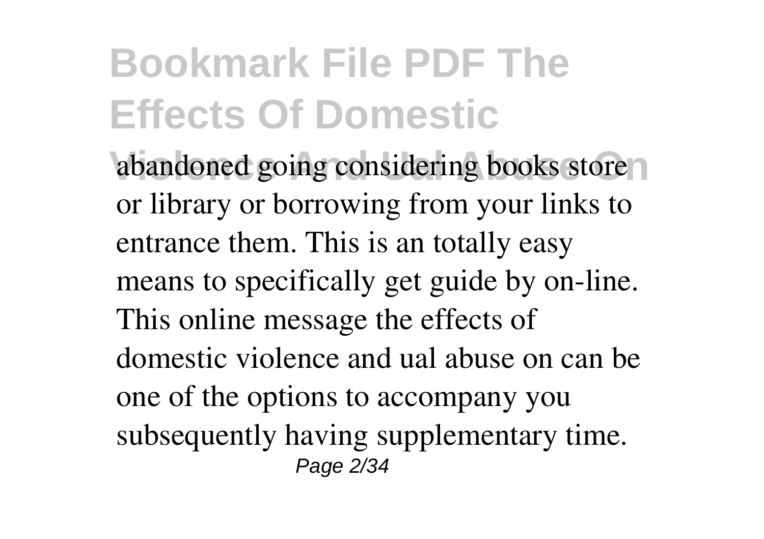abandoned going considering books store or library or borrowing from your links to entrance them. This is an totally easy means to specifically get guide by on-line. This online message the effects of domestic violence and ual abuse on can be one of the options to accompany you subsequently having supplementary time.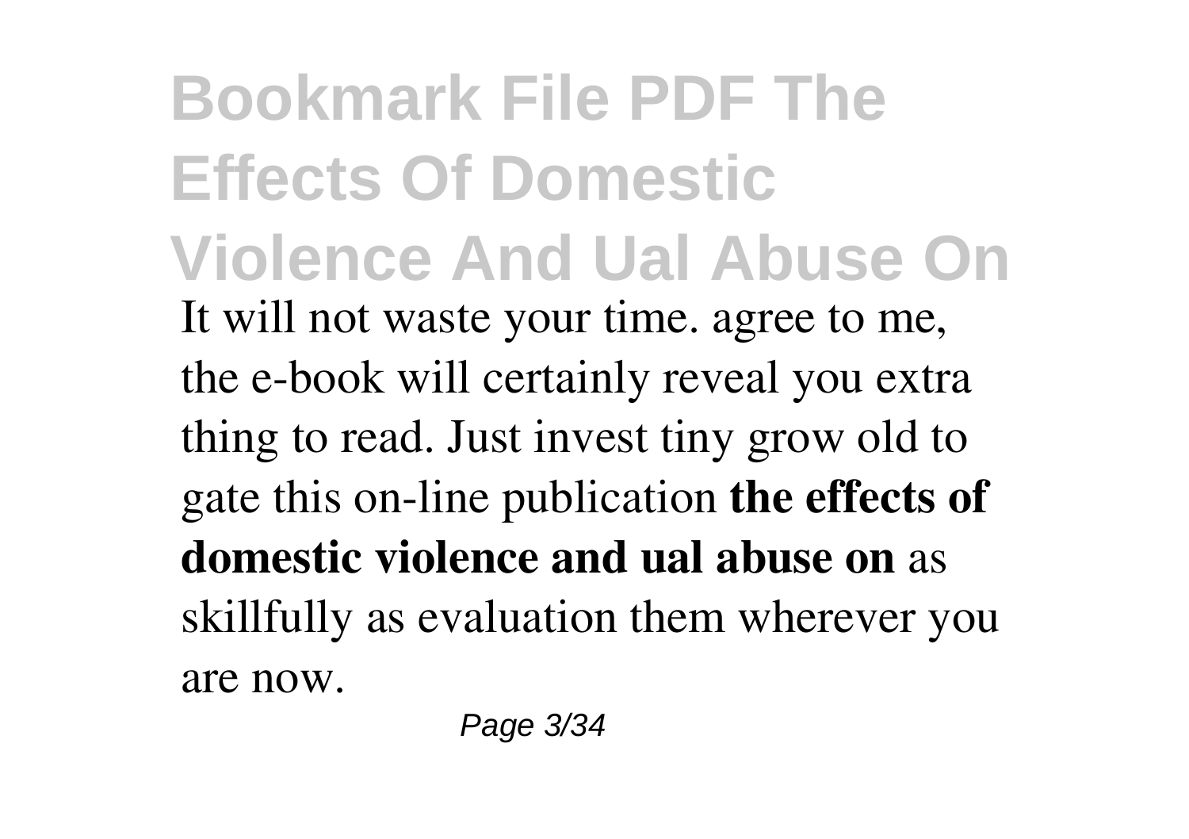It will not waste your time. agree to me, the e-book will certainly reveal you extra thing to read. Just invest tiny grow old to gate this on-line publication **the effects of domestic violence and ual abuse on** as skillfully as evaluation them wherever you are now.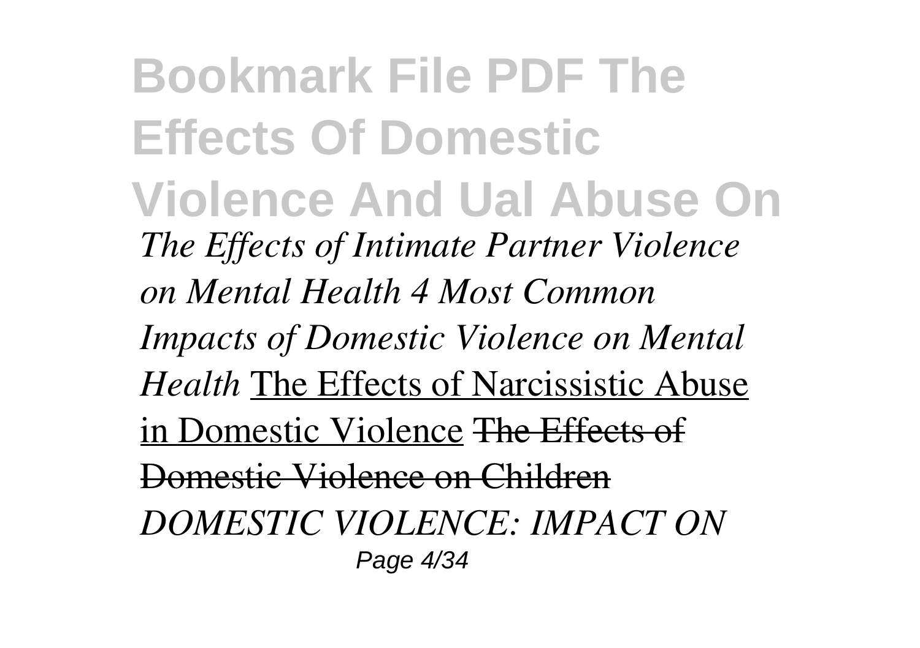*The Effects of Intimate Partner Violence on Mental Health 4 Most Common Impacts of Domestic Violence on Mental Health* The Effects of Narcissistic Abuse in Domestic Violence ~~The Effects of Domestic Violence on Children~~ *DOMESTIC VIOLENCE: IMPACT ON*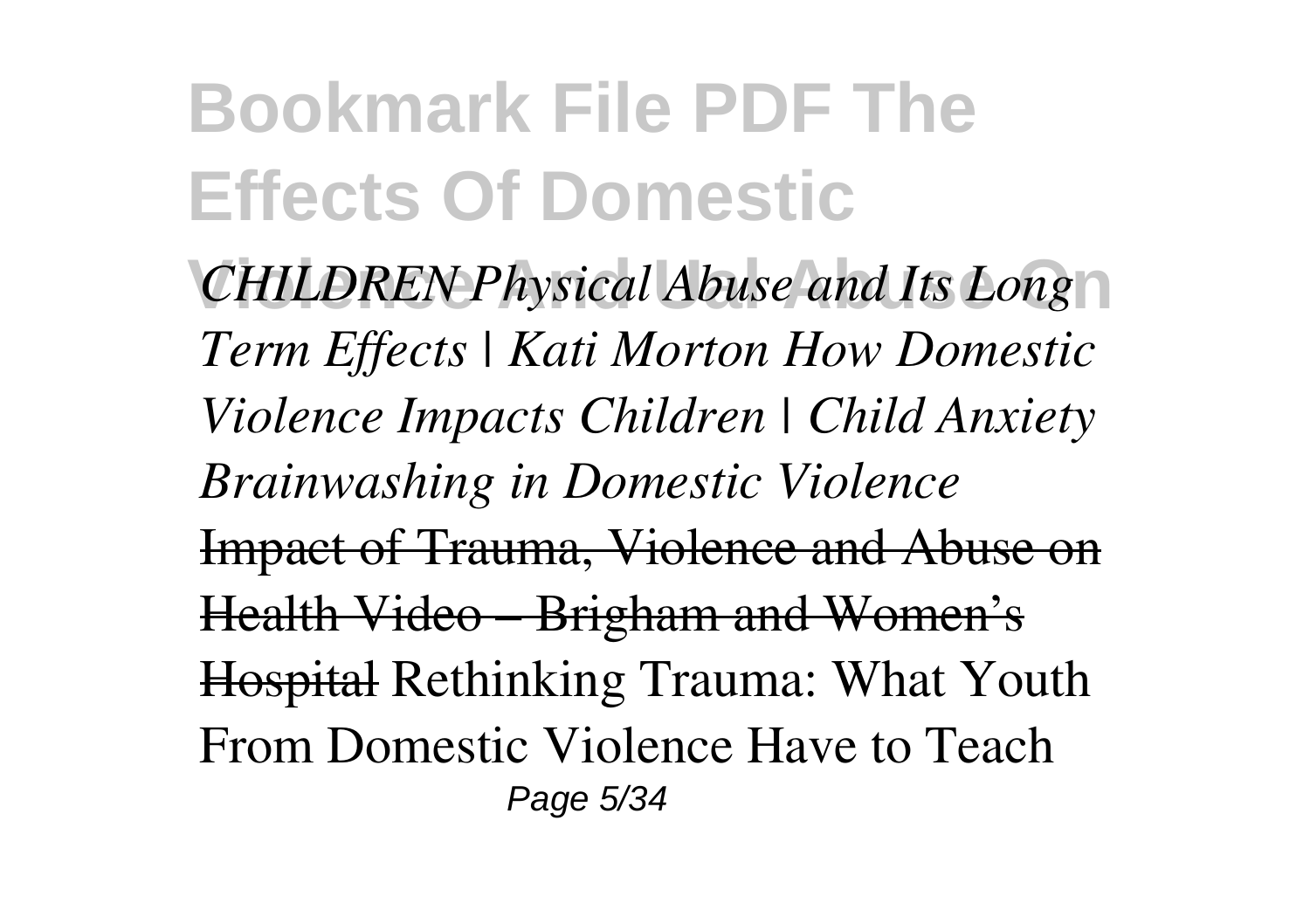*CHILDREN Physical Abuse and Its Long Term Effects | Kati Morton How Domestic Violence Impacts Children | Child Anxiety Brainwashing in Domestic Violence*

~~Impact of Trauma, Violence and Abuse on Health Video – Brigham and Women's Hospital~~ Rethinking Trauma: What Youth From Domestic Violence Have to Teach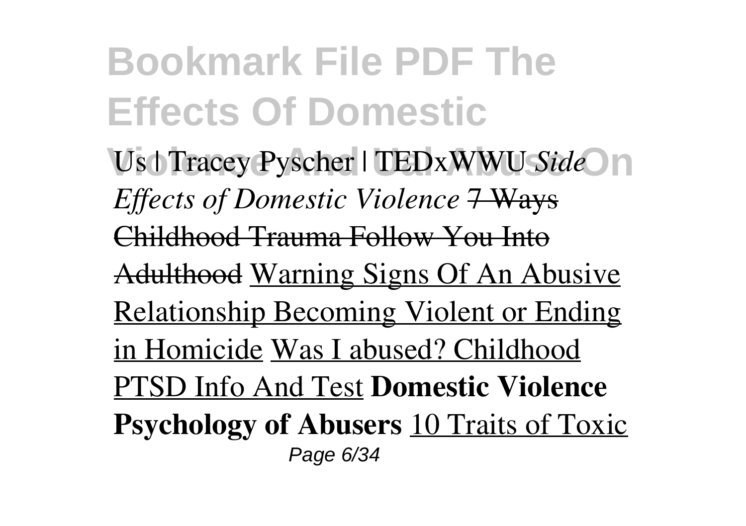Us | Tracey Pyscher | TEDxWWU *Side Effects of Domestic Violence* ~~7 Ways Childhood Trauma Follow You Into Adulthood~~ Warning Signs Of An Abusive Relationship Becoming Violent or Ending in Homicide Was I abused? Childhood PTSD Info And Test **Domestic Violence Psychology of Abusers** 10 Traits of Toxic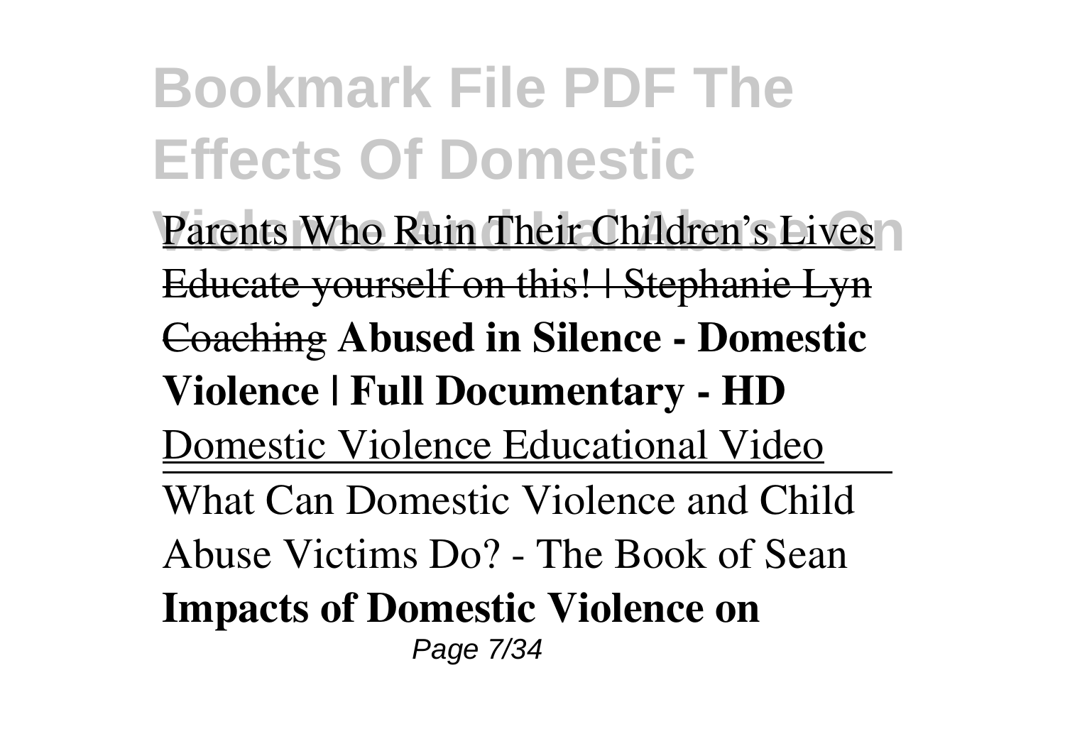Parents Who Ruin Their Children's Lives Educate yourself on this! | Stephanie Lyn Coaching **Abused in Silence - Domestic Violence | Full Documentary - HD** Domestic Violence Educational Video

What Can Domestic Violence and Child Abuse Victims Do? - The Book of Sean **Impacts of Domestic Violence on**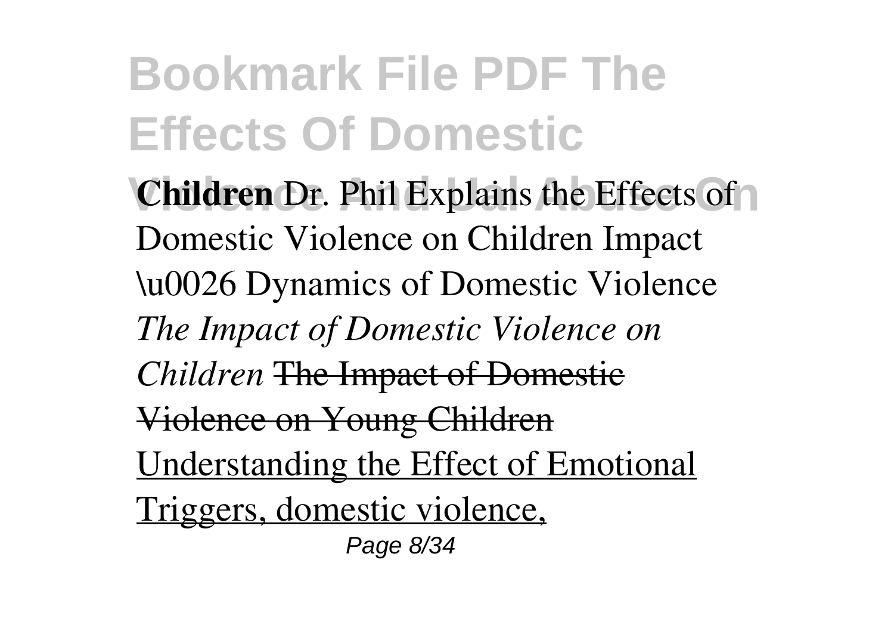**Children** Dr. Phil Explains the Effects of Domestic Violence on Children Impact \u0026 Dynamics of Domestic Violence *The Impact of Domestic Violence on Children* ~~The Impact of Domestic Violence on Young Children~~ Understanding the Effect of Emotional Triggers, domestic violence,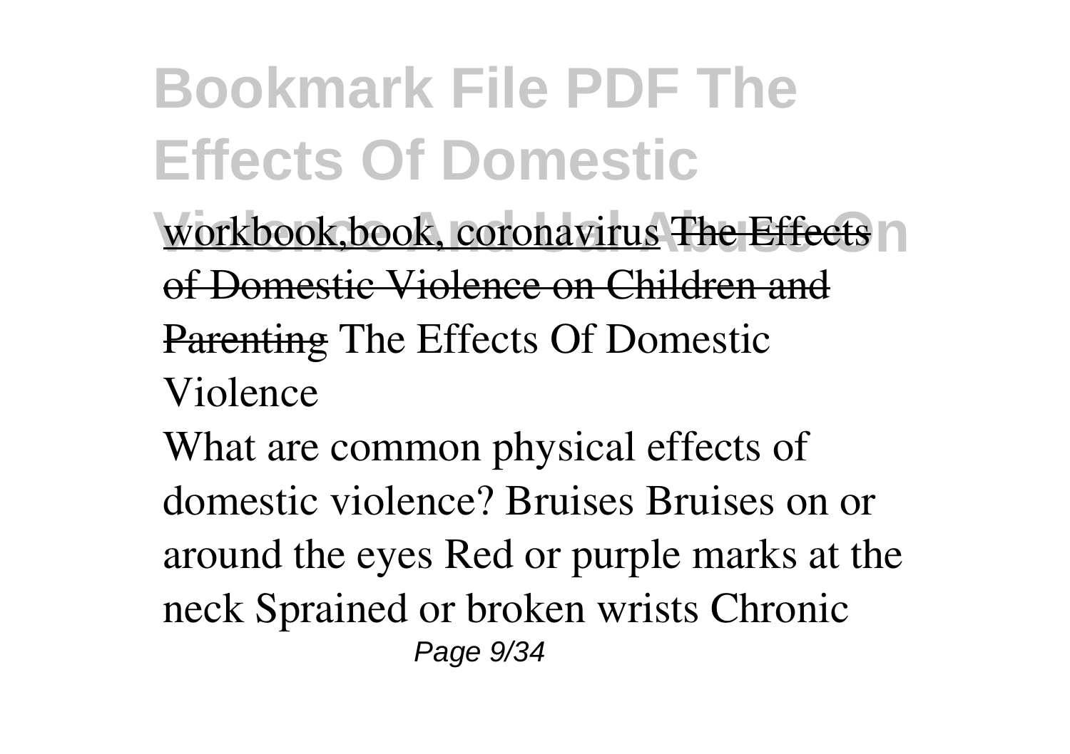workbook,book, coronavirus ~~The Effects of Domestic Violence on Children and Parenting~~ The Effects Of Domestic Violence

What are common physical effects of domestic violence? Bruises Bruises on or around the eyes Red or purple marks at the neck Sprained or broken wrists Chronic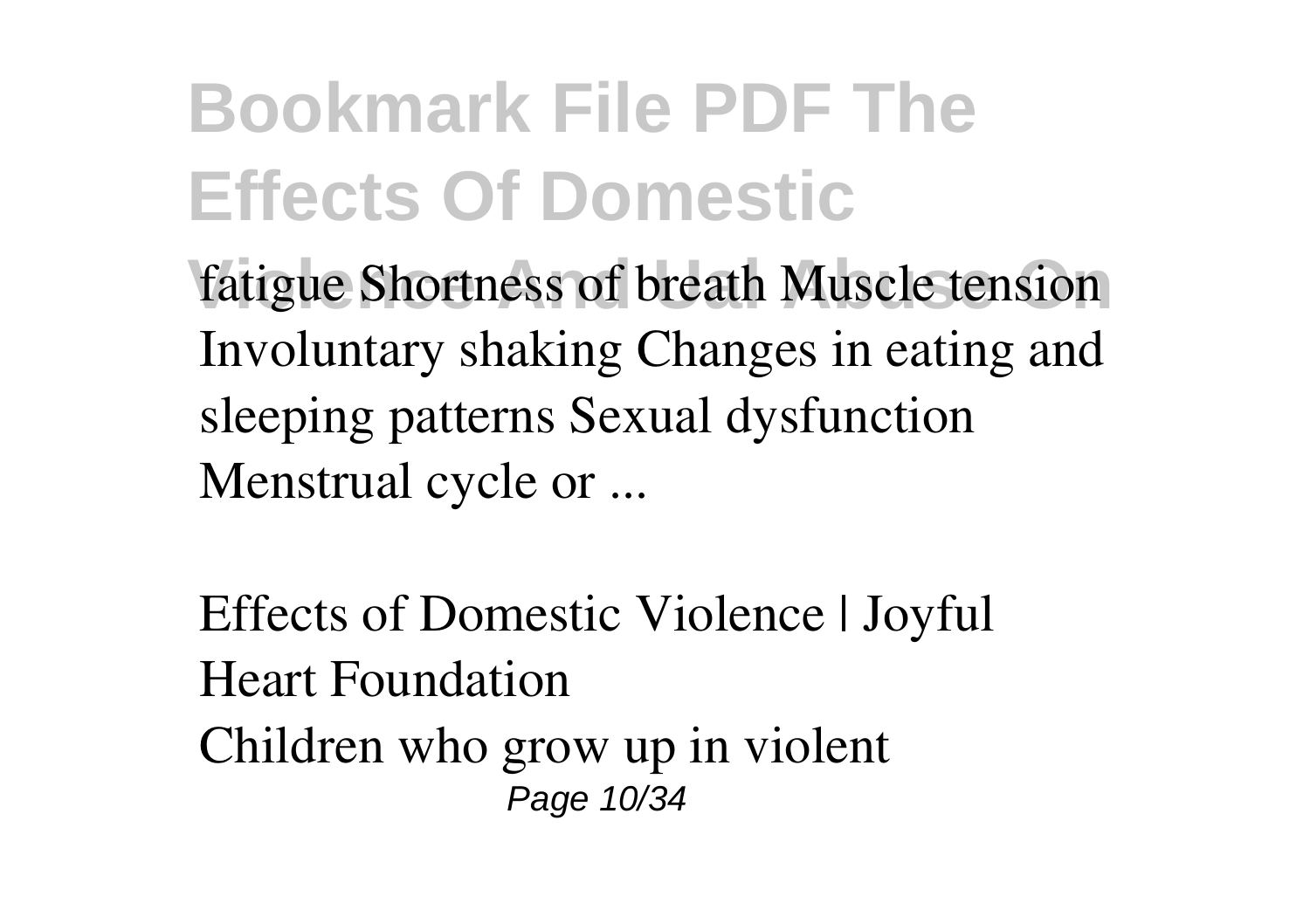fatigue Shortness of breath Muscle tension Involuntary shaking Changes in eating and sleeping patterns Sexual dysfunction Menstrual cycle or ...

Effects of Domestic Violence | Joyful Heart Foundation

Children who grow up in violent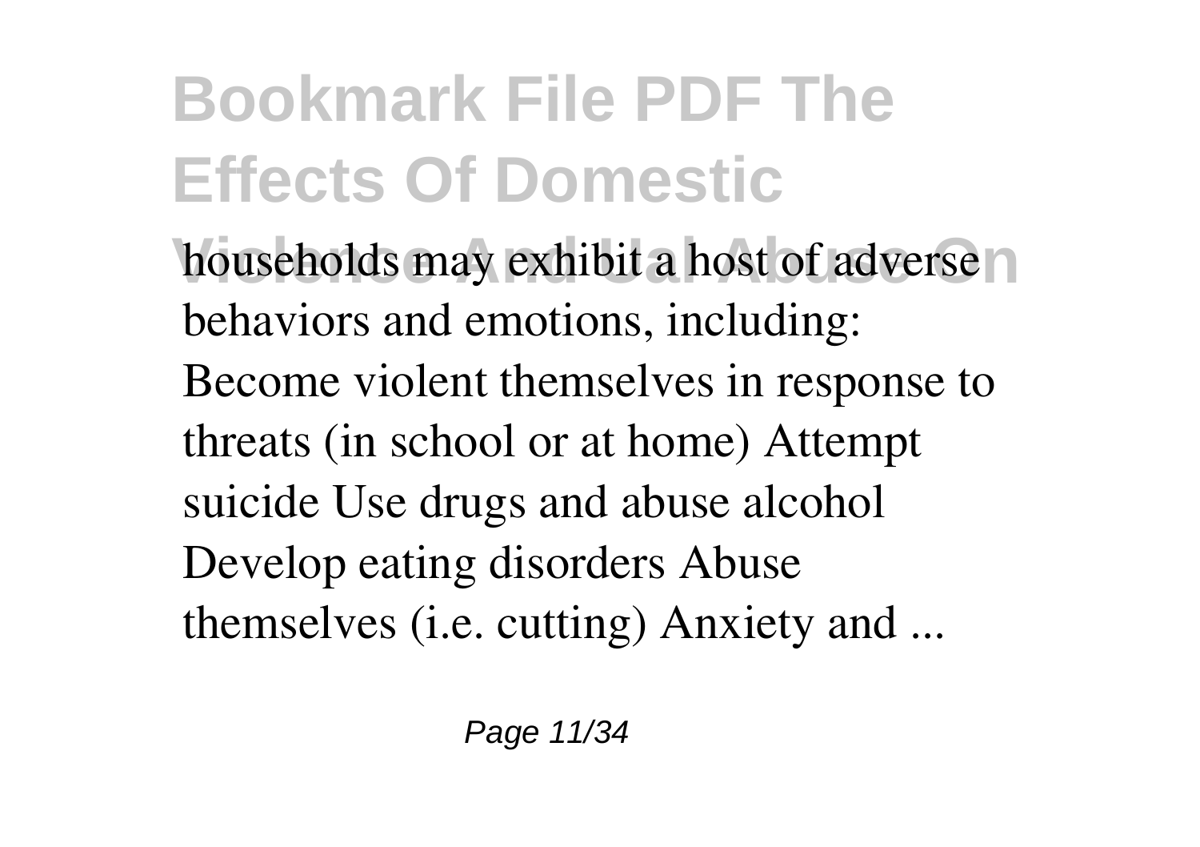households may exhibit a host of adverse behaviors and emotions, including: Become violent themselves in response to threats (in school or at home) Attempt suicide Use drugs and abuse alcohol Develop eating disorders Abuse themselves (i.e. cutting) Anxiety and ...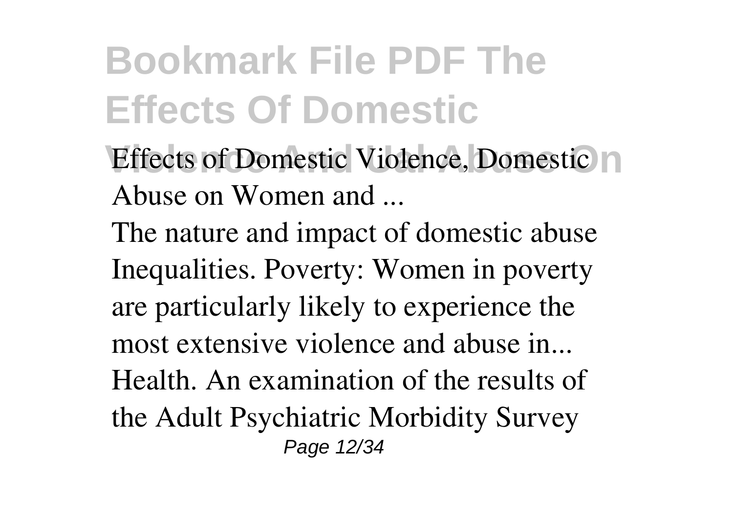**Effects of Domestic Violence, Domestic Abuse on Women and ...**

The nature and impact of domestic abuse Inequalities. Poverty: Women in poverty are particularly likely to experience the most extensive violence and abuse in... Health. An examination of the results of the Adult Psychiatric Morbidity Survey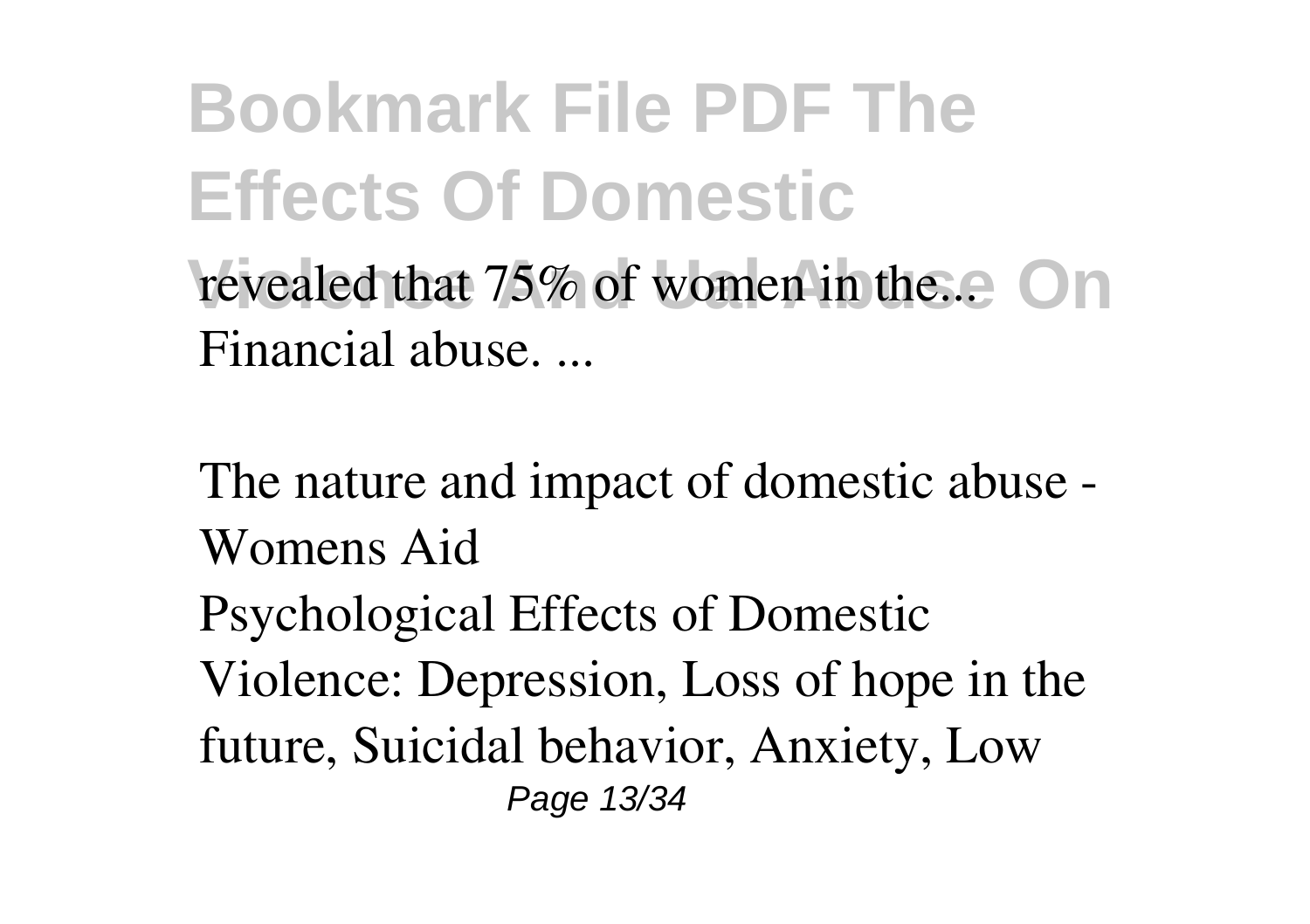revealed that 75% of women in the... Financial abuse. ...

The nature and impact of domestic abuse - Womens Aid

Psychological Effects of Domestic Violence: Depression, Loss of hope in the future, Suicidal behavior, Anxiety, Low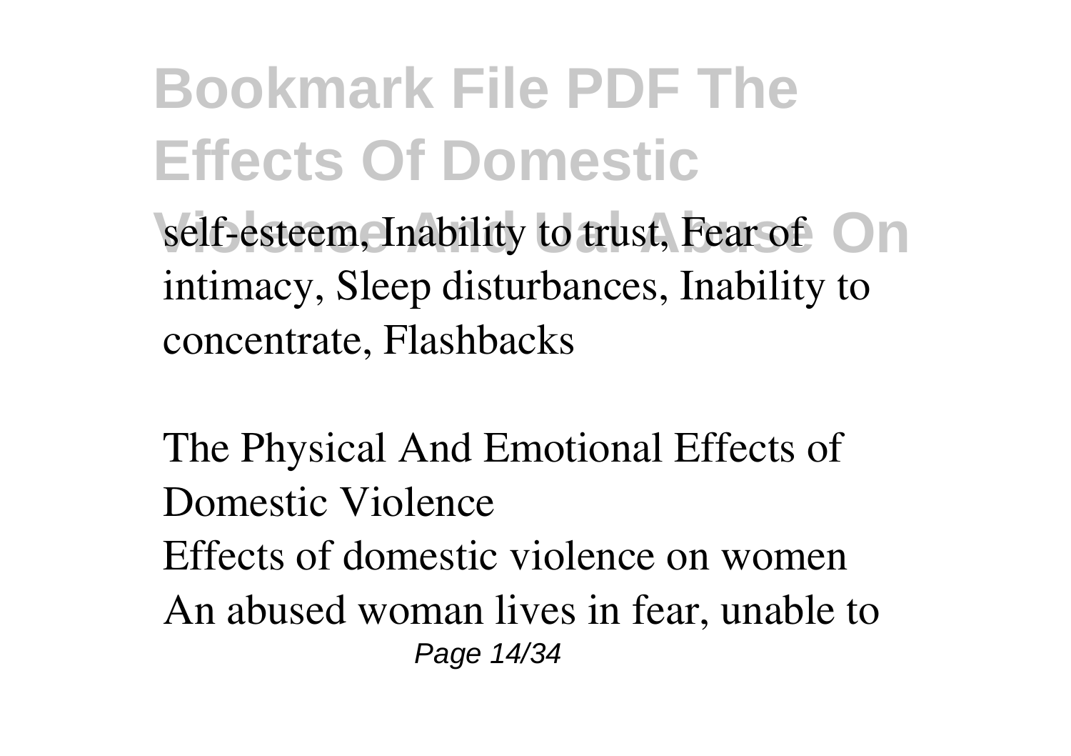self-esteem, Inability to trust, Fear of intimacy, Sleep disturbances, Inability to concentrate, Flashbacks

The Physical And Emotional Effects of Domestic Violence

Effects of domestic violence on women
An abused woman lives in fear, unable to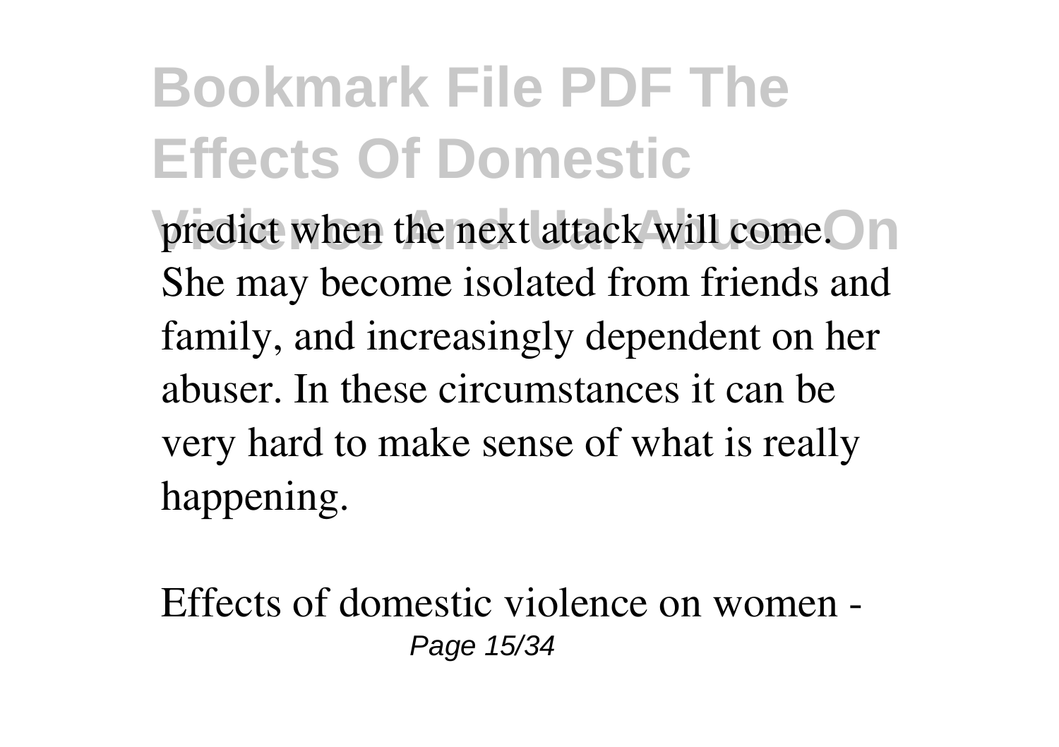predict when the next attack will come. She may become isolated from friends and family, and increasingly dependent on her abuser. In these circumstances it can be very hard to make sense of what is really happening.

Effects of domestic violence on women -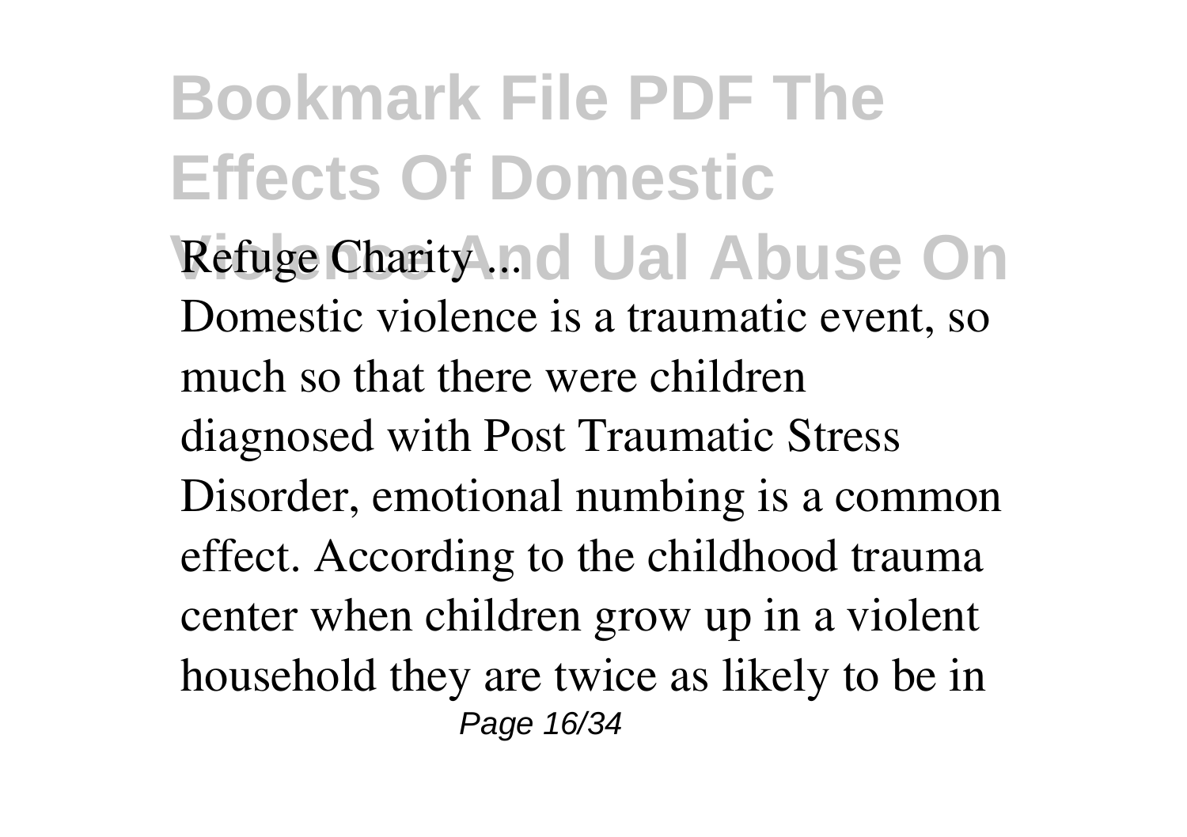**Refuge Charity ...**

Domestic violence is a traumatic event, so much so that there were children diagnosed with Post Traumatic Stress Disorder, emotional numbing is a common effect. According to the childhood trauma center when children grow up in a violent household they are twice as likely to be in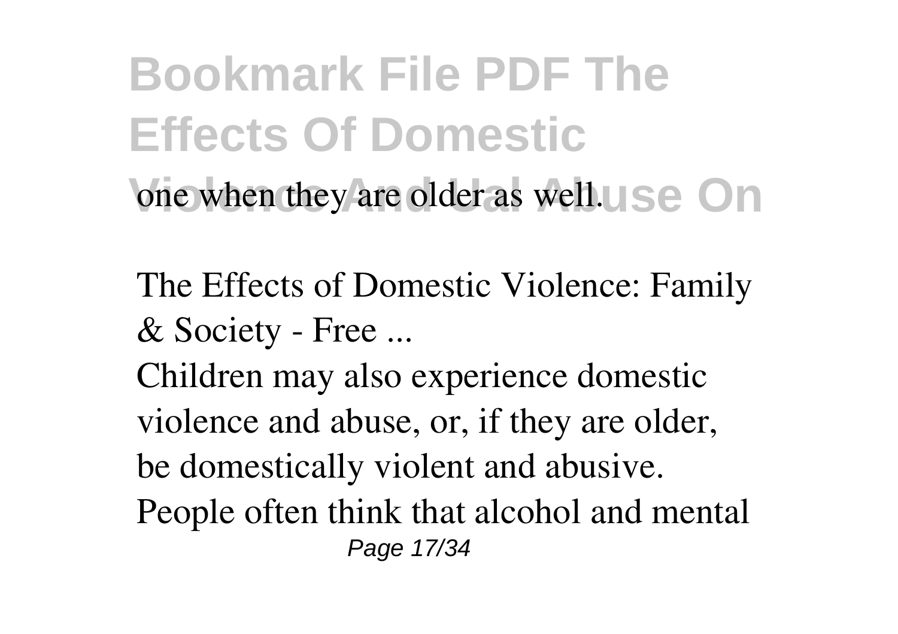one when they are older as well.

The Effects of Domestic Violence: Family & Society - Free ...

Children may also experience domestic violence and abuse, or, if they are older, be domestically violent and abusive. People often think that alcohol and mental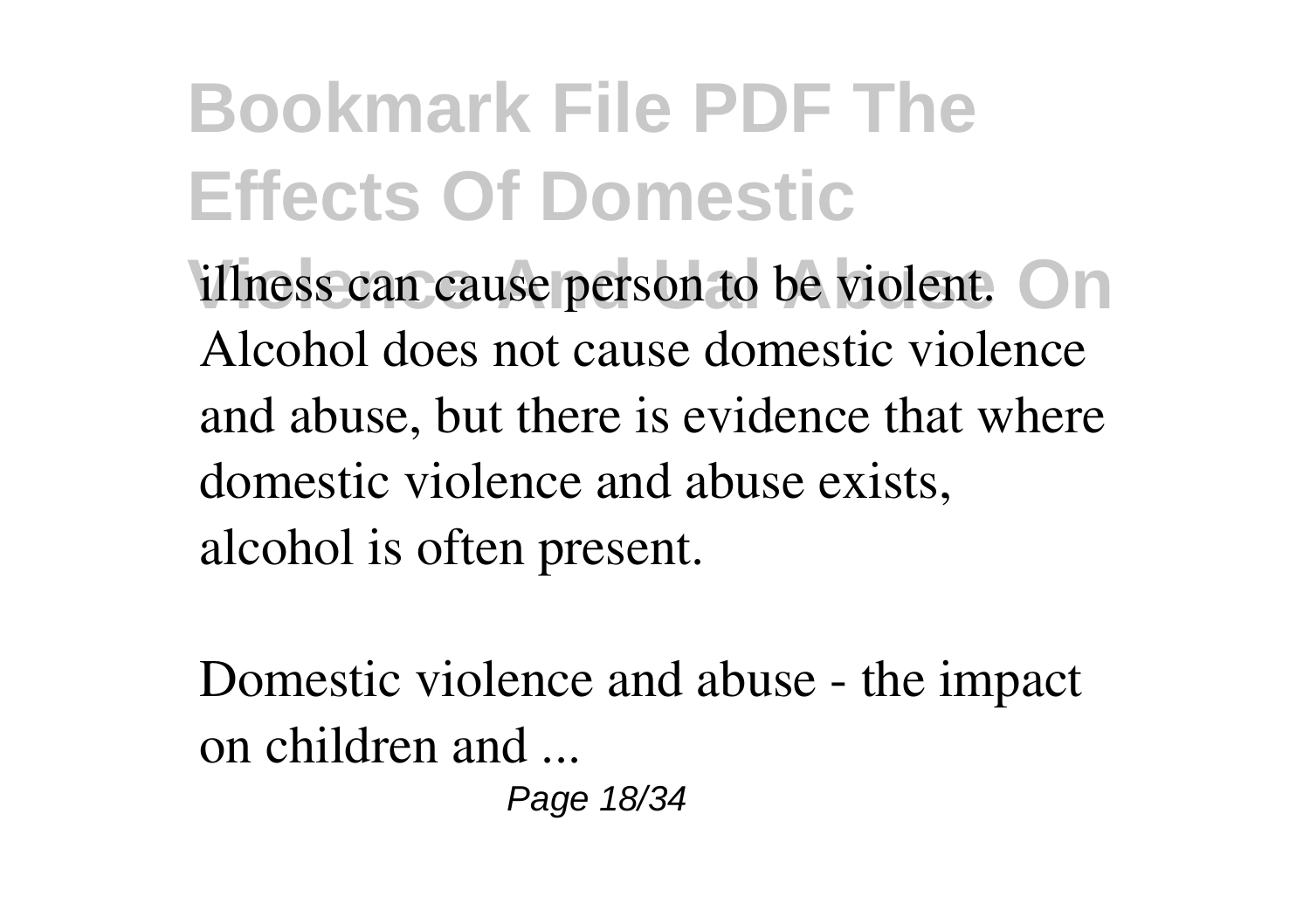illness can cause person to be violent. Alcohol does not cause domestic violence and abuse, but there is evidence that where domestic violence and abuse exists, alcohol is often present.

Domestic violence and abuse - the impact on children and ...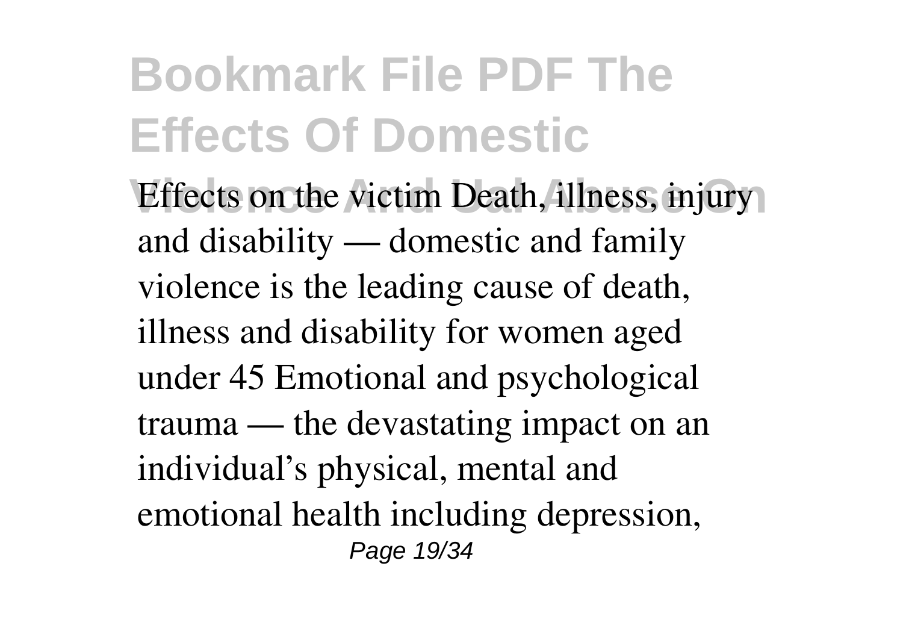Effects on the victim Death, illness, injury and disability — domestic and family violence is the leading cause of death, illness and disability for women aged under 45 Emotional and psychological trauma — the devastating impact on an individual's physical, mental and emotional health including depression,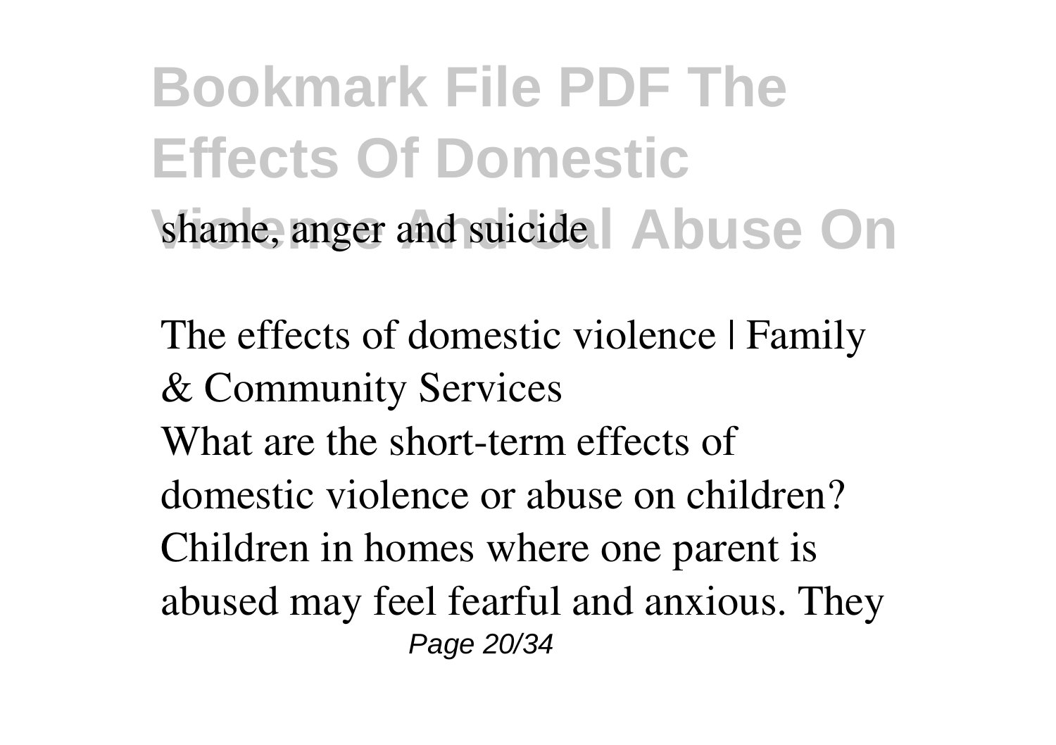shame, anger and suicide

The effects of domestic violence | Family & Community Services

What are the short-term effects of domestic violence or abuse on children? Children in homes where one parent is abused may feel fearful and anxious. They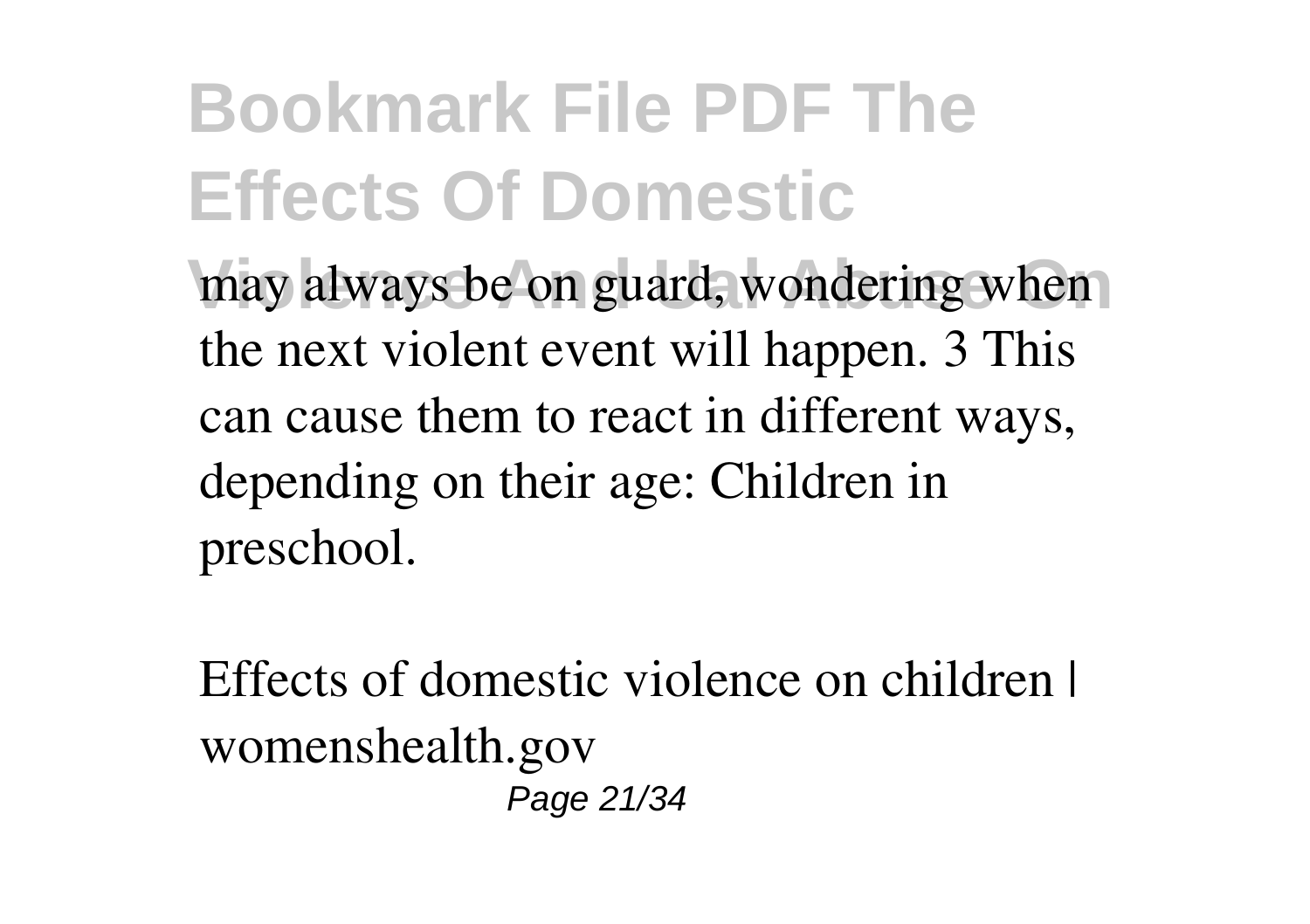may always be on guard, wondering when the next violent event will happen. 3 This can cause them to react in different ways, depending on their age: Children in preschool.

Effects of domestic violence on children | womenshealth.gov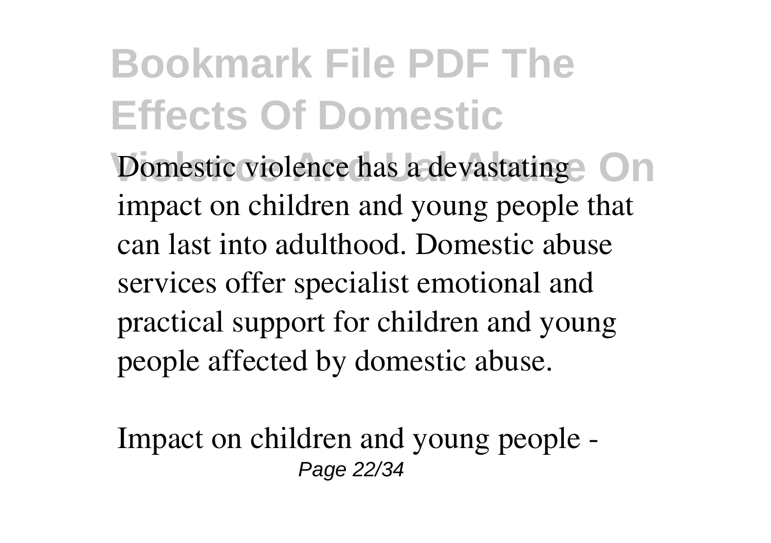Domestic violence has a devastating impact on children and young people that can last into adulthood. Domestic abuse services offer specialist emotional and practical support for children and young people affected by domestic abuse.

Impact on children and young people -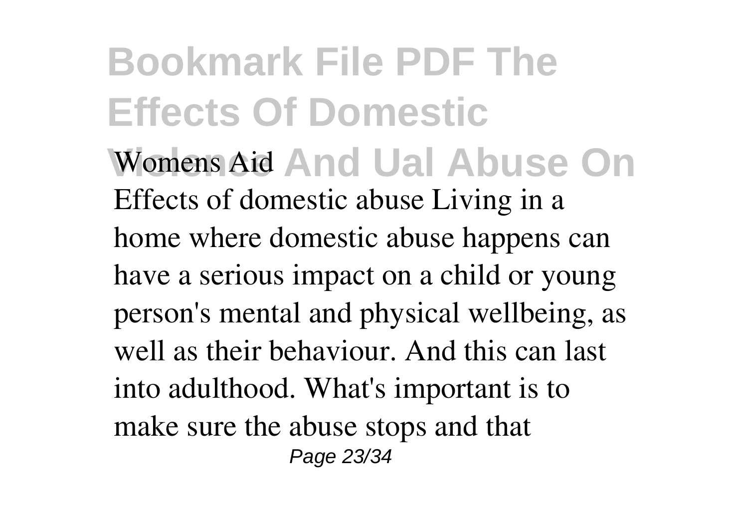Womens Aid

Effects of domestic abuse Living in a home where domestic abuse happens can have a serious impact on a child or young person's mental and physical wellbeing, as well as their behaviour. And this can last into adulthood. What's important is to make sure the abuse stops and that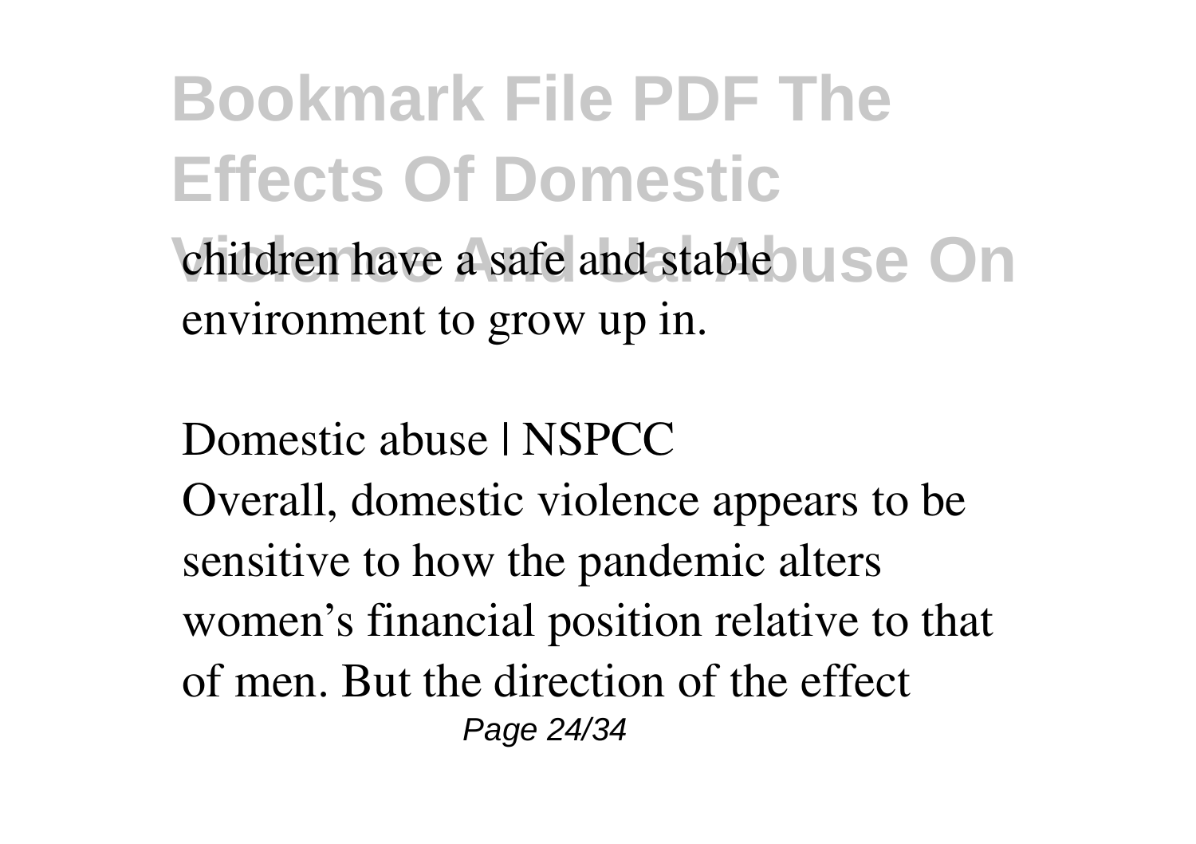children have a safe and stable environment to grow up in.

Domestic abuse | NSPCC

Overall, domestic violence appears to be sensitive to how the pandemic alters women's financial position relative to that of men. But the direction of the effect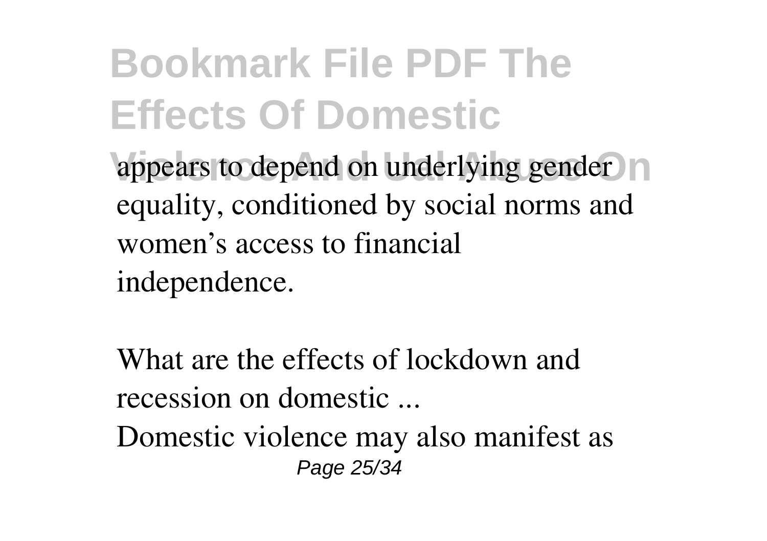appears to depend on underlying gender equality, conditioned by social norms and women's access to financial independence.

What are the effects of lockdown and recession on domestic ...

Domestic violence may also manifest as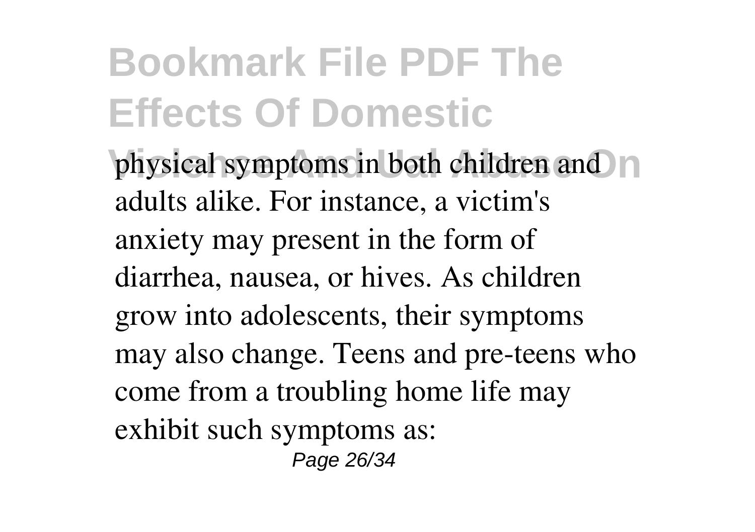physical symptoms in both children and adults alike. For instance, a victim's anxiety may present in the form of diarrhea, nausea, or hives. As children grow into adolescents, their symptoms may also change. Teens and pre-teens who come from a troubling home life may exhibit such symptoms as: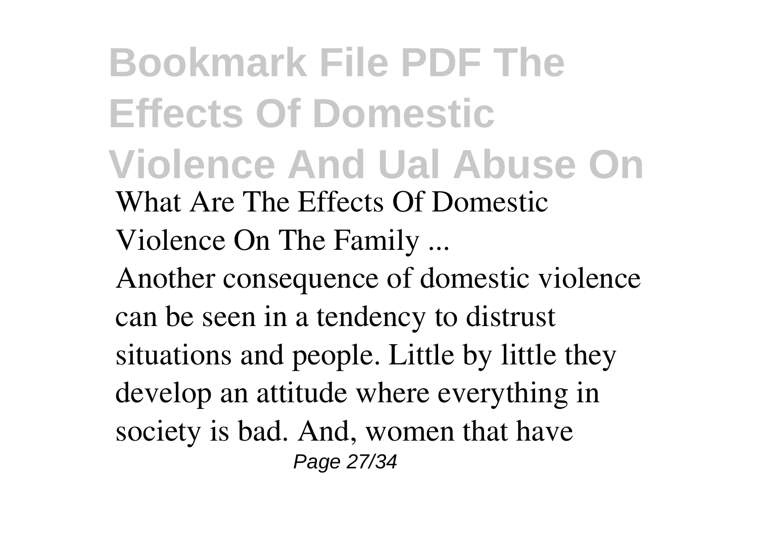*What Are The Effects Of Domestic Violence On The Family ...*

Another consequence of domestic violence can be seen in a tendency to distrust situations and people. Little by little they develop an attitude where everything in society is bad. And, women that have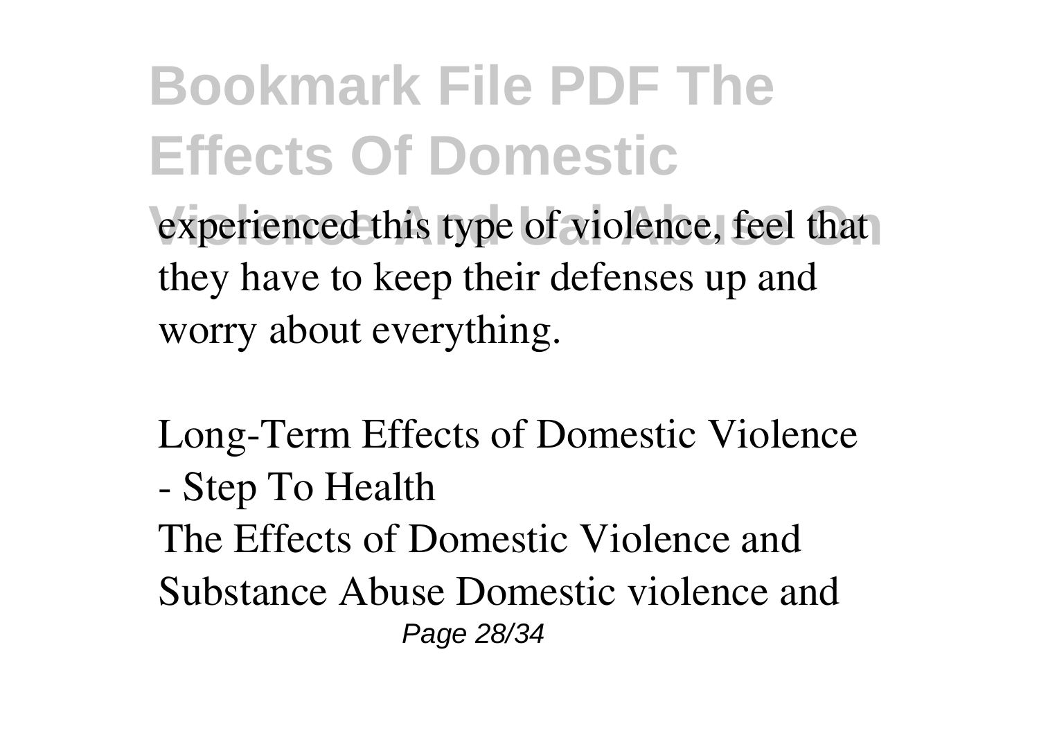experienced this type of violence, feel that they have to keep their defenses up and worry about everything.

Long-Term Effects of Domestic Violence - Step To Health

The Effects of Domestic Violence and Substance Abuse Domestic violence and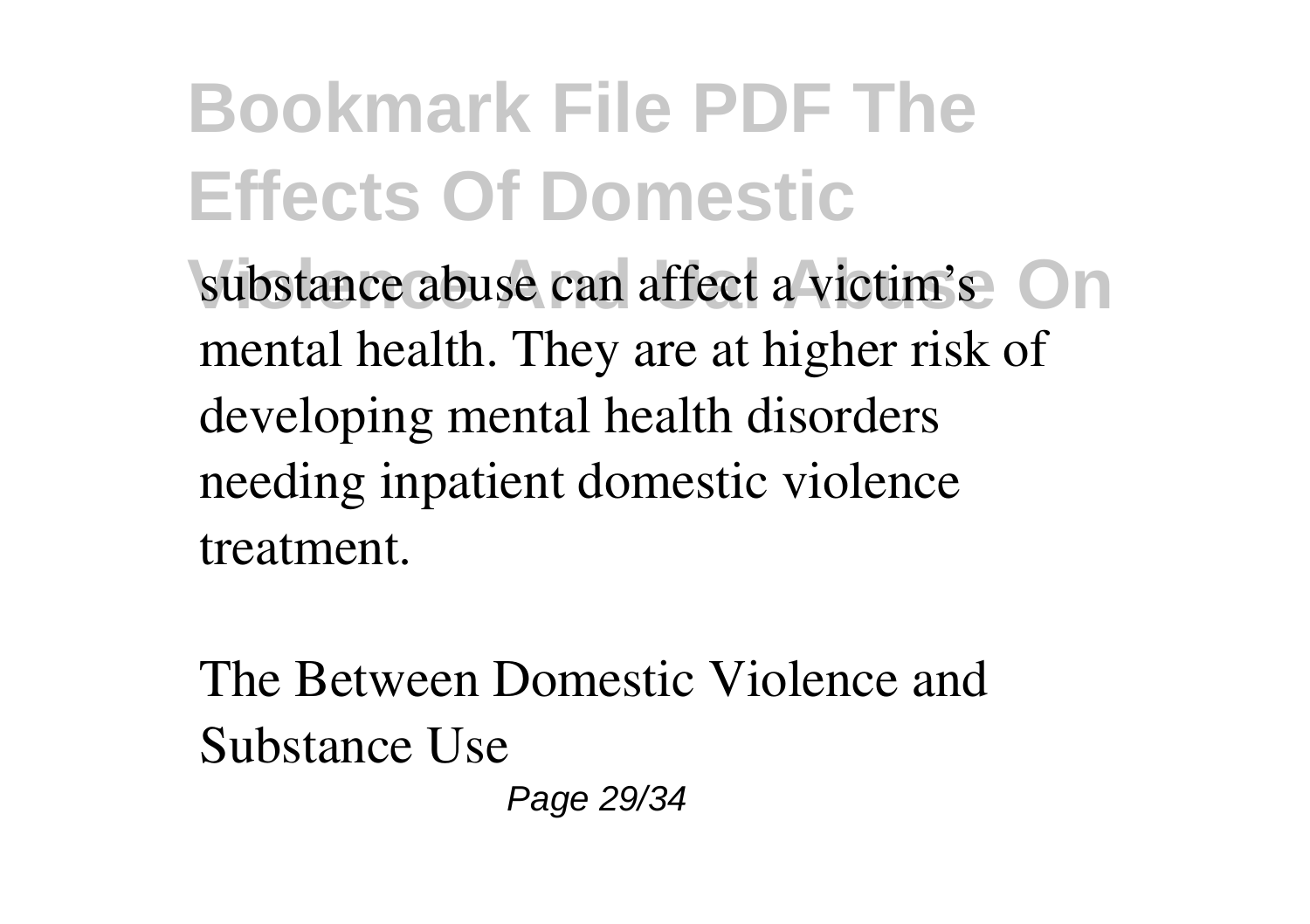substance abuse can affect a victim's mental health. They are at higher risk of developing mental health disorders needing inpatient domestic violence treatment.

The Between Domestic Violence and Substance Use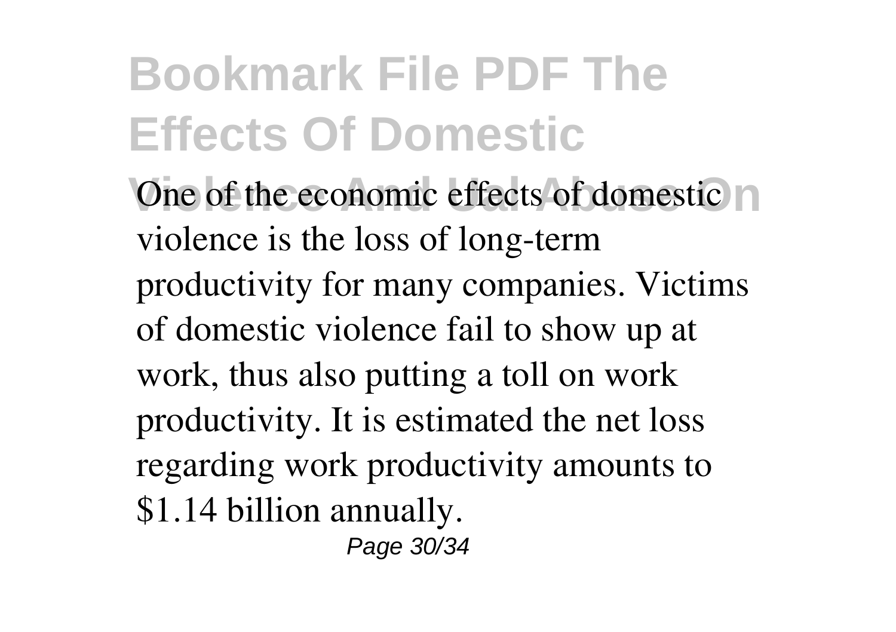One of the economic effects of domestic violence is the loss of long-term productivity for many companies. Victims of domestic violence fail to show up at work, thus also putting a toll on work productivity. It is estimated the net loss regarding work productivity amounts to $1.14 billion annually.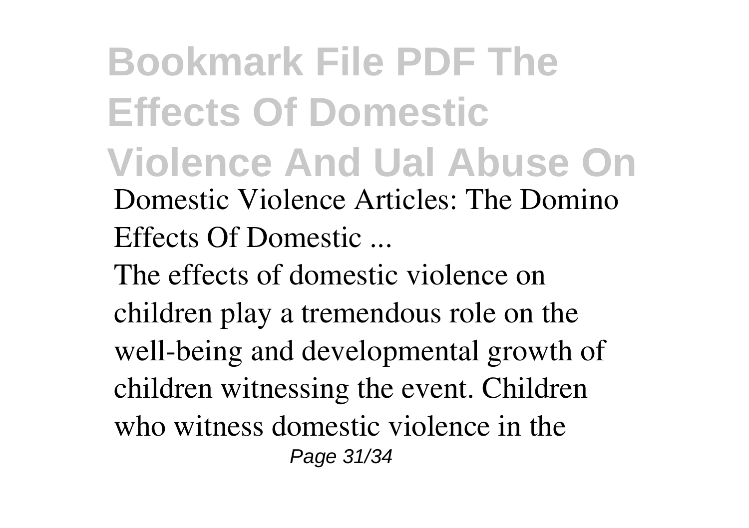Domestic Violence Articles: The Domino Effects Of Domestic ...

The effects of domestic violence on children play a tremendous role on the well-being and developmental growth of children witnessing the event. Children who witness domestic violence in the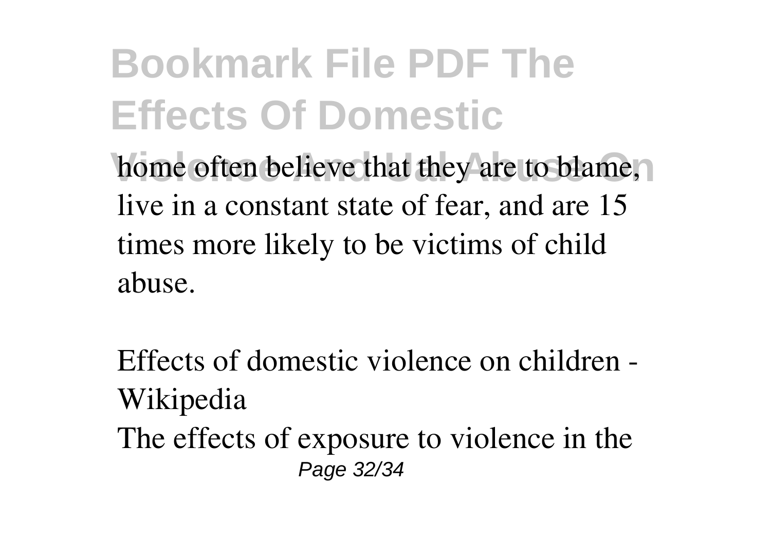home often believe that they are to blame, live in a constant state of fear, and are 15 times more likely to be victims of child abuse.

Effects of domestic violence on children - Wikipedia

The effects of exposure to violence in the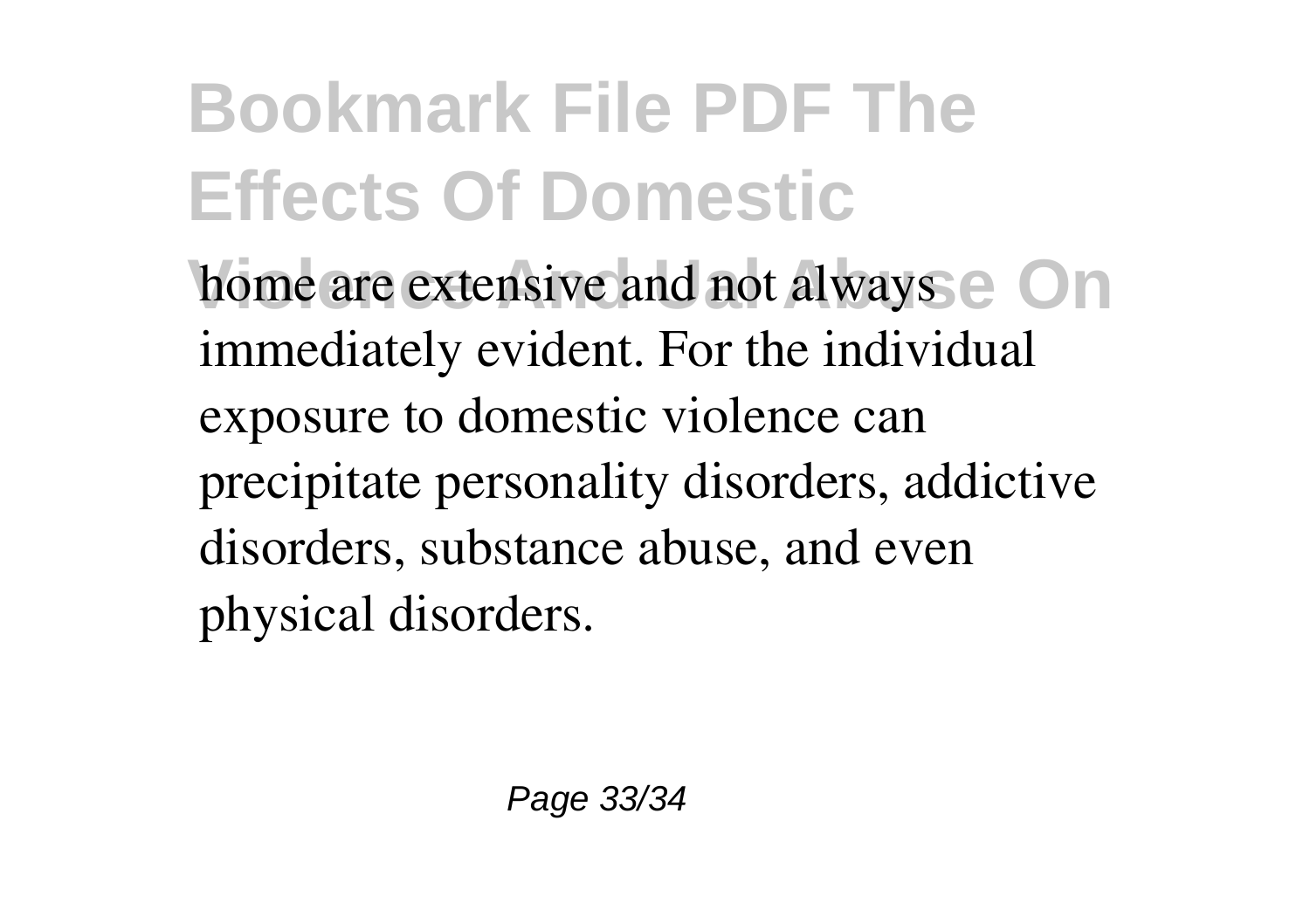home are extensive and not always immediately evident. For the individual exposure to domestic violence can precipitate personality disorders, addictive disorders, substance abuse, and even physical disorders.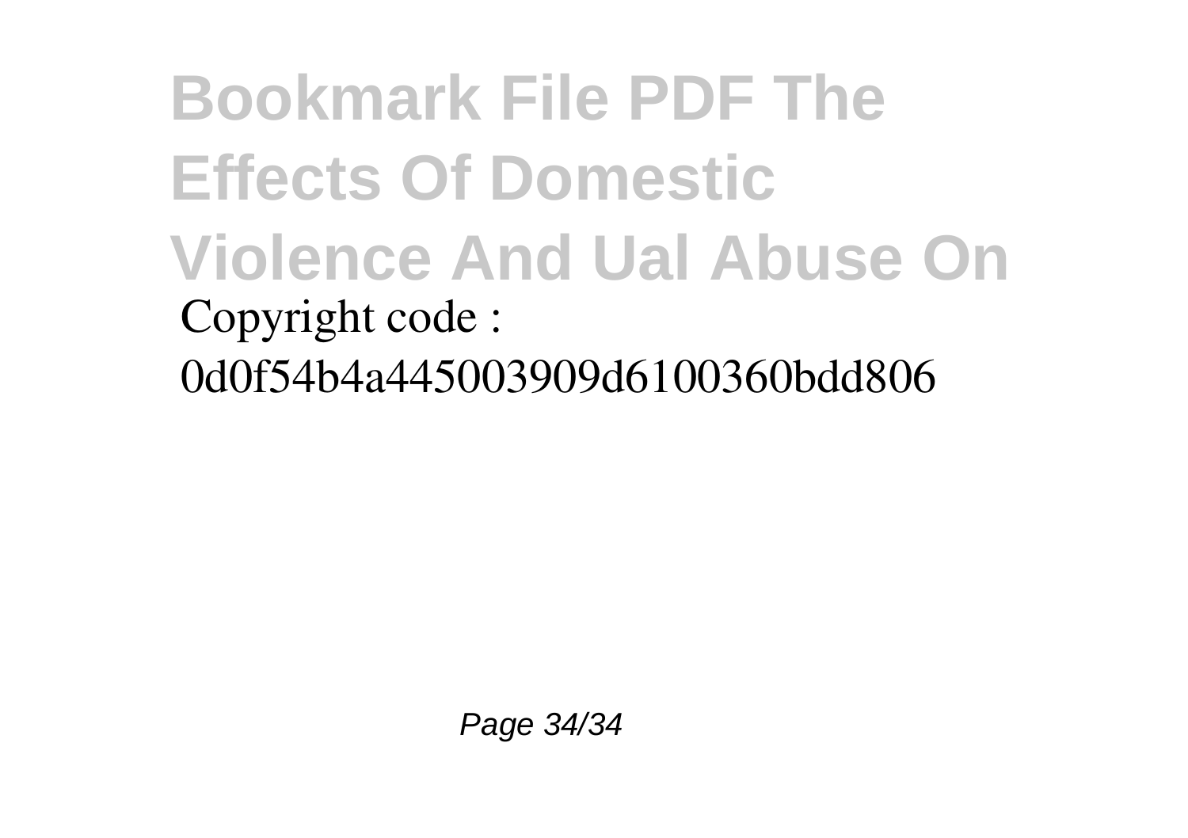Copyright code : 0d0f54b4a445003909d6100360bdd806